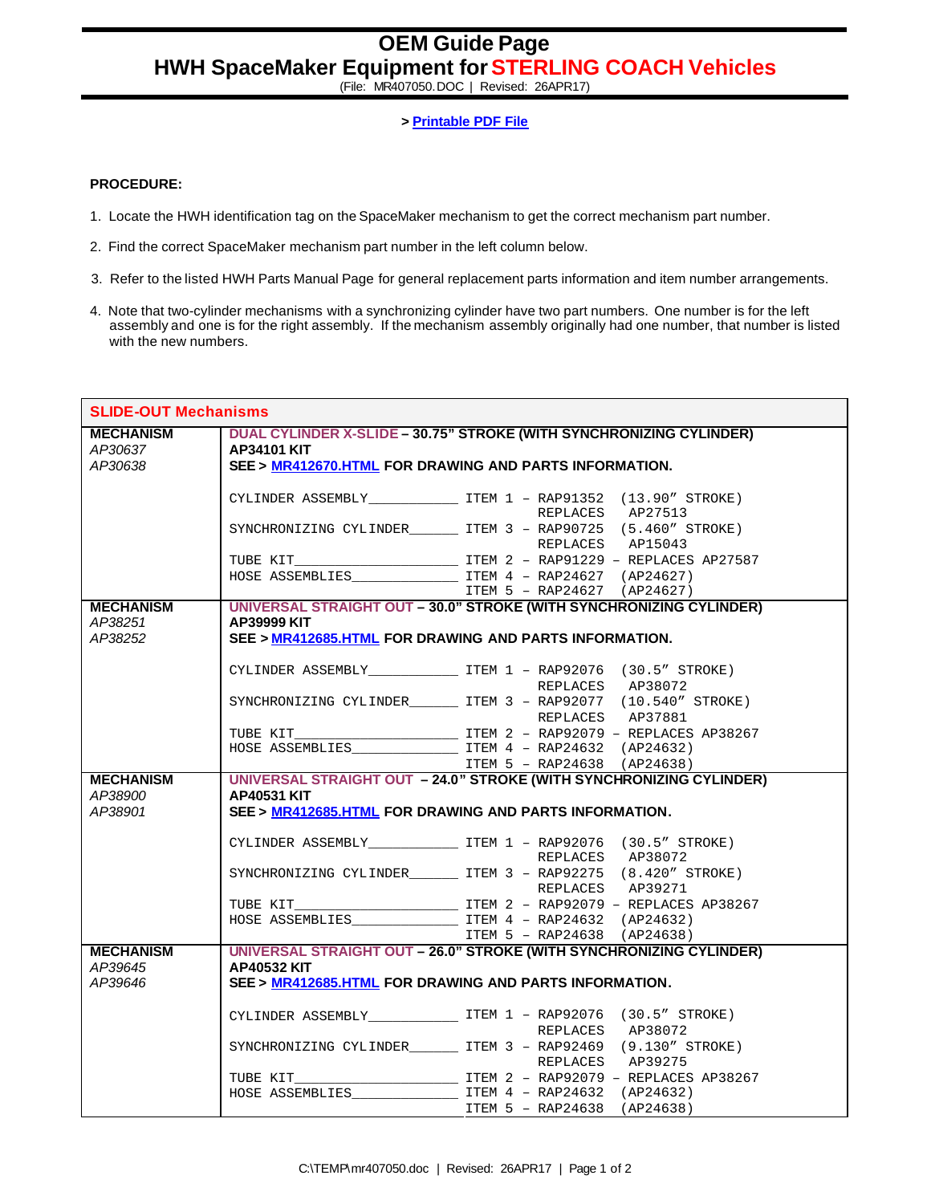# OEM Guide Page
## HWH SpaceMaker Equipment for STERLING COACH Vehicles

(File: MR407050.DOC | Revised: 26APR17)

> **Printable PDF File**

**PROCEDURE:**

1. Locate the HWH identification tag on the SpaceMaker mechanism to get the correct mechanism part number.
2. Find the correct SpaceMaker mechanism part number in the left column below.
3. Refer to the listed HWH Parts Manual Page for general replacement parts information and item number arrangements.
4. Note that two-cylinder mechanisms with a synchronizing cylinder have two part numbers. One number is for the left assembly and one is for the right assembly. If the mechanism assembly originally had one number, that number is listed with the new numbers.

**SLIDE-OUT Mechanisms**

| MECHANISM | |
|---|---|
| **MECHANISM**<br>*AP30637*<br>*AP30638* | **DUAL CYLINDER X-SLIDE – 30.75" STROKE (WITH SYNCHRONIZING CYLINDER)**<br>**AP34101 KIT**<br>**SEE > MR412670.HTML FOR DRAWING AND PARTS INFORMATION.**<br><br>CYLINDER ASSEMBLY___________ ITEM 1 – RAP91352 (13.90" STROKE) REPLACES AP27513<br>SYNCHRONIZING CYLINDER______ ITEM 3 – RAP90725 (5.460" STROKE) REPLACES AP15043<br>TUBE KIT____________________ ITEM 2 – RAP91229 – REPLACES AP27587<br>HOSE ASSEMBLIES_____________ ITEM 4 – RAP24627 (AP24627)<br>ITEM 5 – RAP24627 (AP24627) |
| **MECHANISM**<br>*AP38251*<br>*AP38252* | **UNIVERSAL STRAIGHT OUT – 30.0" STROKE (WITH SYNCHRONIZING CYLINDER)**<br>**AP39999 KIT**<br>**SEE > MR412685.HTML FOR DRAWING AND PARTS INFORMATION.**<br><br>CYLINDER ASSEMBLY___________ ITEM 1 – RAP92076 (30.5" STROKE) REPLACES AP38072<br>SYNCHRONIZING CYLINDER______ ITEM 3 – RAP92077 (10.540" STROKE) REPLACES AP37881<br>TUBE KIT____________________ ITEM 2 – RAP92079 – REPLACES AP38267<br>HOSE ASSEMBLIES_____________ ITEM 4 – RAP24632 (AP24632)<br>ITEM 5 – RAP24638 (AP24638) |
| **MECHANISM**<br>*AP38900*<br>*AP38901* | **UNIVERSAL STRAIGHT OUT – 24.0" STROKE (WITH SYNCHRONIZING CYLINDER)**<br>**AP40531 KIT**<br>**SEE > MR412685.HTML FOR DRAWING AND PARTS INFORMATION.**<br><br>CYLINDER ASSEMBLY___________ ITEM 1 – RAP92076 (30.5" STROKE) REPLACES AP38072<br>SYNCHRONIZING CYLINDER______ ITEM 3 – RAP92275 (8.420" STROKE) REPLACES AP39271<br>TUBE KIT____________________ ITEM 2 – RAP92079 – REPLACES AP38267<br>HOSE ASSEMBLIES_____________ ITEM 4 – RAP24632 (AP24632)<br>ITEM 5 – RAP24638 (AP24638) |
| **MECHANISM**<br>*AP39645*<br>*AP39646* | **UNIVERSAL STRAIGHT OUT – 26.0" STROKE (WITH SYNCHRONIZING CYLINDER)**<br>**AP40532 KIT**<br>**SEE > MR412685.HTML FOR DRAWING AND PARTS INFORMATION.**<br><br>CYLINDER ASSEMBLY___________ ITEM 1 – RAP92076 (30.5" STROKE) REPLACES AP38072<br>SYNCHRONIZING CYLINDER______ ITEM 3 – RAP92469 (9.130" STROKE) REPLACES AP39275<br>TUBE KIT____________________ ITEM 2 – RAP92079 – REPLACES AP38267<br>HOSE ASSEMBLIES_____________ ITEM 4 – RAP24632 (AP24632)<br>ITEM 5 – RAP24638 (AP24638) |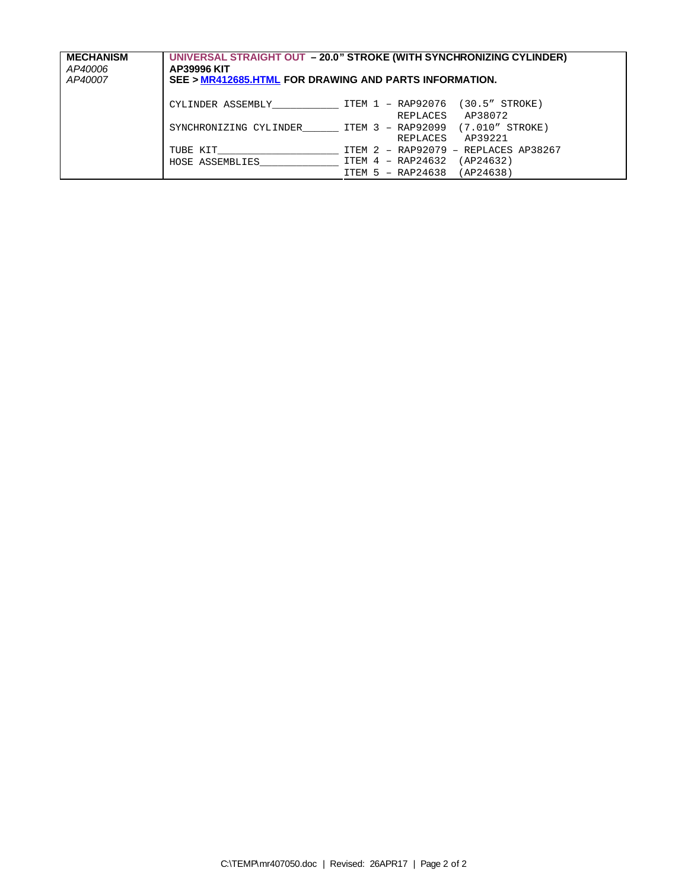| MECHANISM | UNIVERSAL STRAIGHT OUT – 20.0" STROKE (WITH SYNCHRONIZING CYLINDER) |
| --- | --- |
| *AP40006* | **AP39996 KIT** |
| *AP40007* | **SEE > MR412685.HTML FOR DRAWING AND PARTS INFORMATION.** |
| | CYLINDER ASSEMBLY___________ ITEM 1 – RAP92076 (30.5" STROKE) REPLACES AP38072 |
| | SYNCHRONIZING CYLINDER______ ITEM 3 – RAP92099 (7.010" STROKE) REPLACES AP39221 |
| | TUBE KIT_____________________ ITEM 2 – RAP92079 – REPLACES AP38267 |
| | HOSE ASSEMBLIES_____________ ITEM 4 – RAP24632 (AP24632) |
| | ITEM 5 – RAP24638 (AP24638) |

C:\TEMP\mr407050.doc | Revised: 26APR17